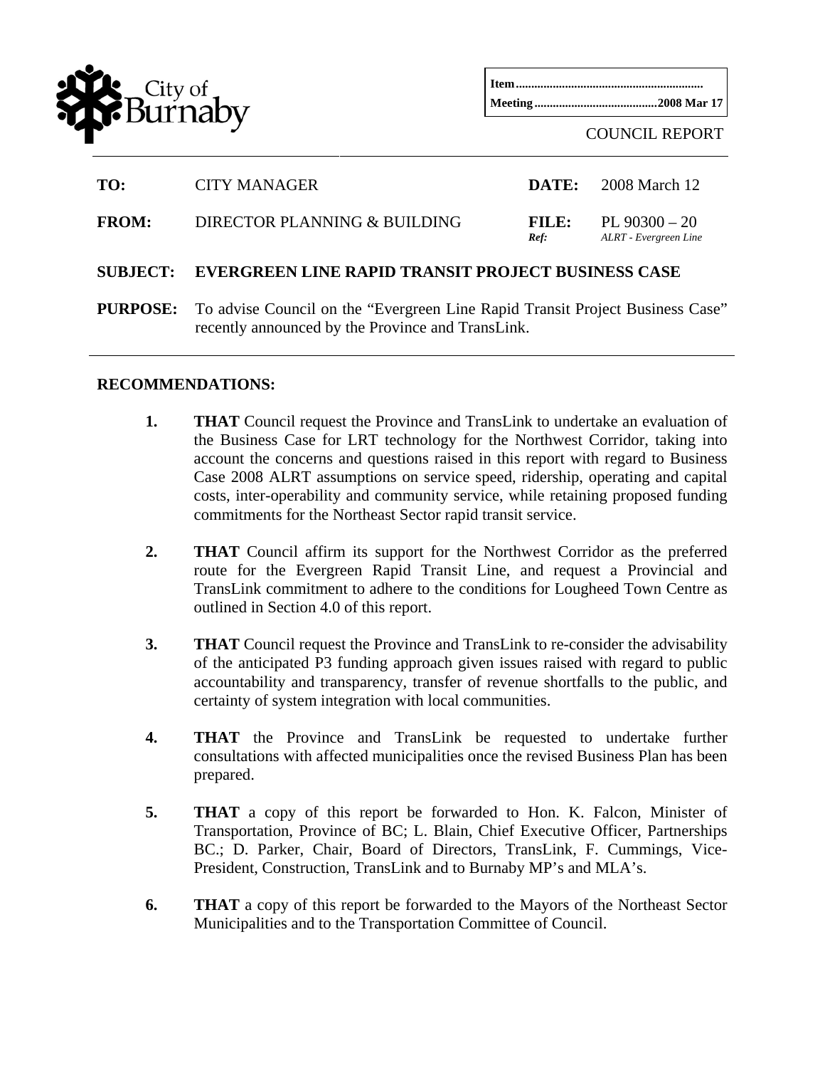City of Burnaby

| | |
|---|---|
| **Item** | ............................................................ |
| **Meeting** | .......................................**2008 Mar 17** |

COUNCIL REPORT

| | | | |
|---|---|---|---|
| **TO:** | CITY MANAGER | **DATE:** | 2008 March 12 |
| **FROM:** | DIRECTOR PLANNING & BUILDING | **FILE:** *Ref:* | PL 90300 – 20 *ALRT - Evergreen Line* |

**SUBJECT: EVERGREEN LINE RAPID TRANSIT PROJECT BUSINESS CASE**

**PURPOSE:** To advise Council on the "Evergreen Line Rapid Transit Project Business Case" recently announced by the Province and TransLink.

## RECOMMENDATIONS:

1. **THAT** Council request the Province and TransLink to undertake an evaluation of the Business Case for LRT technology for the Northwest Corridor, taking into account the concerns and questions raised in this report with regard to Business Case 2008 ALRT assumptions on service speed, ridership, operating and capital costs, inter-operability and community service, while retaining proposed funding commitments for the Northeast Sector rapid transit service.

2. **THAT** Council affirm its support for the Northwest Corridor as the preferred route for the Evergreen Rapid Transit Line, and request a Provincial and TransLink commitment to adhere to the conditions for Lougheed Town Centre as outlined in Section 4.0 of this report.

3. **THAT** Council request the Province and TransLink to re-consider the advisability of the anticipated P3 funding approach given issues raised with regard to public accountability and transparency, transfer of revenue shortfalls to the public, and certainty of system integration with local communities.

4. **THAT** the Province and TransLink be requested to undertake further consultations with affected municipalities once the revised Business Plan has been prepared.

5. **THAT** a copy of this report be forwarded to Hon. K. Falcon, Minister of Transportation, Province of BC; L. Blain, Chief Executive Officer, Partnerships BC.; D. Parker, Chair, Board of Directors, TransLink, F. Cummings, Vice-President, Construction, TransLink and to Burnaby MP's and MLA's.

6. **THAT** a copy of this report be forwarded to the Mayors of the Northeast Sector Municipalities and to the Transportation Committee of Council.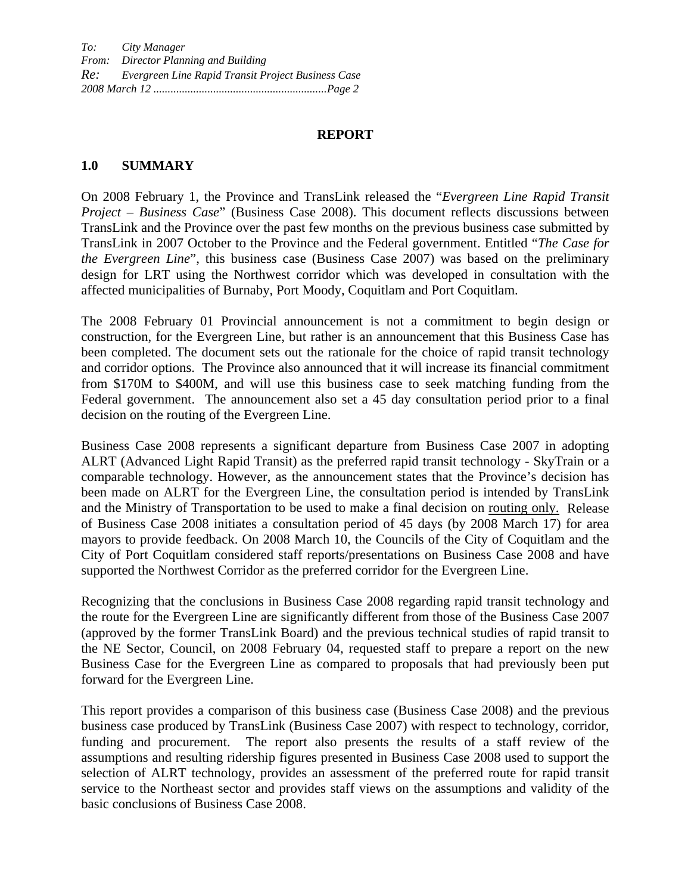## REPORT

## 1.0 SUMMARY

On 2008 February 1, the Province and TransLink released the "*Evergreen Line Rapid Transit Project – Business Case*" (Business Case 2008). This document reflects discussions between TransLink and the Province over the past few months on the previous business case submitted by TransLink in 2007 October to the Province and the Federal government. Entitled "*The Case for the Evergreen Line*", this business case (Business Case 2007) was based on the preliminary design for LRT using the Northwest corridor which was developed in consultation with the affected municipalities of Burnaby, Port Moody, Coquitlam and Port Coquitlam.

The 2008 February 01 Provincial announcement is not a commitment to begin design or construction, for the Evergreen Line, but rather is an announcement that this Business Case has been completed. The document sets out the rationale for the choice of rapid transit technology and corridor options. The Province also announced that it will increase its financial commitment from $170M to $400M, and will use this business case to seek matching funding from the Federal government. The announcement also set a 45 day consultation period prior to a final decision on the routing of the Evergreen Line.

Business Case 2008 represents a significant departure from Business Case 2007 in adopting ALRT (Advanced Light Rapid Transit) as the preferred rapid transit technology - SkyTrain or a comparable technology. However, as the announcement states that the Province's decision has been made on ALRT for the Evergreen Line, the consultation period is intended by TransLink and the Ministry of Transportation to be used to make a final decision on <u>routing only.</u> Release of Business Case 2008 initiates a consultation period of 45 days (by 2008 March 17) for area mayors to provide feedback. On 2008 March 10, the Councils of the City of Coquitlam and the City of Port Coquitlam considered staff reports/presentations on Business Case 2008 and have supported the Northwest Corridor as the preferred corridor for the Evergreen Line.

Recognizing that the conclusions in Business Case 2008 regarding rapid transit technology and the route for the Evergreen Line are significantly different from those of the Business Case 2007 (approved by the former TransLink Board) and the previous technical studies of rapid transit to the NE Sector, Council, on 2008 February 04, requested staff to prepare a report on the new Business Case for the Evergreen Line as compared to proposals that had previously been put forward for the Evergreen Line.

This report provides a comparison of this business case (Business Case 2008) and the previous business case produced by TransLink (Business Case 2007) with respect to technology, corridor, funding and procurement. The report also presents the results of a staff review of the assumptions and resulting ridership figures presented in Business Case 2008 used to support the selection of ALRT technology, provides an assessment of the preferred route for rapid transit service to the Northeast sector and provides staff views on the assumptions and validity of the basic conclusions of Business Case 2008.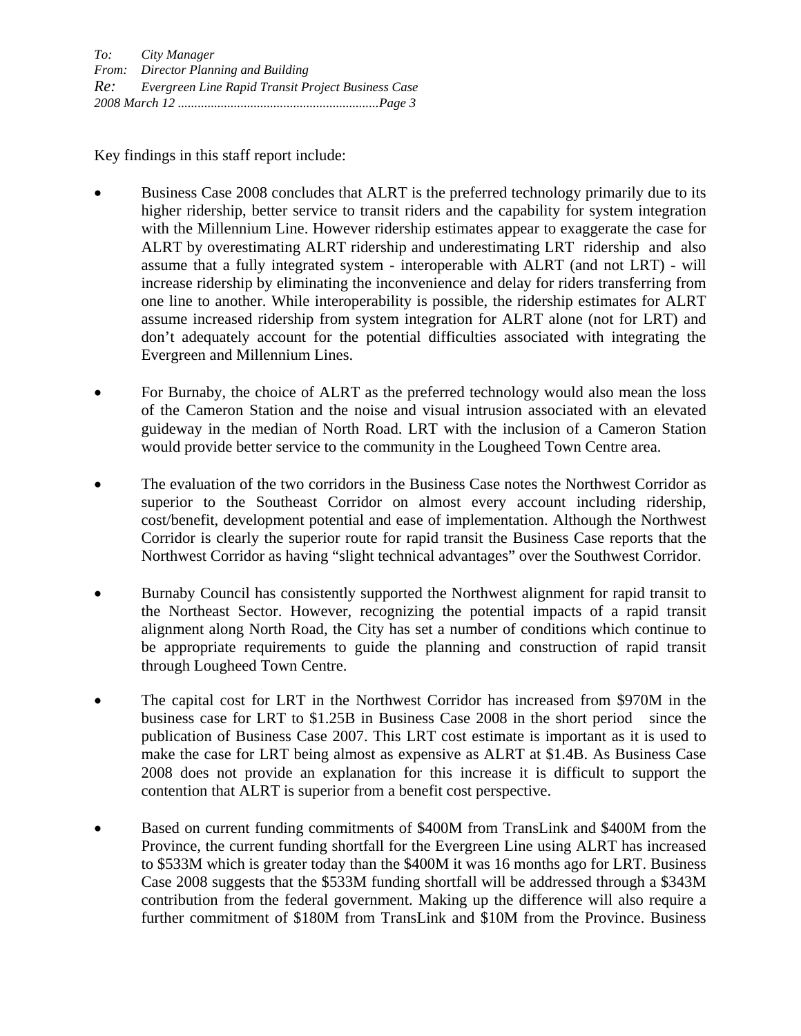Key findings in this staff report include:

- Business Case 2008 concludes that ALRT is the preferred technology primarily due to its higher ridership, better service to transit riders and the capability for system integration with the Millennium Line. However ridership estimates appear to exaggerate the case for ALRT by overestimating ALRT ridership and underestimating LRT ridership and also assume that a fully integrated system - interoperable with ALRT (and not LRT) - will increase ridership by eliminating the inconvenience and delay for riders transferring from one line to another. While interoperability is possible, the ridership estimates for ALRT assume increased ridership from system integration for ALRT alone (not for LRT) and don't adequately account for the potential difficulties associated with integrating the Evergreen and Millennium Lines.

- For Burnaby, the choice of ALRT as the preferred technology would also mean the loss of the Cameron Station and the noise and visual intrusion associated with an elevated guideway in the median of North Road. LRT with the inclusion of a Cameron Station would provide better service to the community in the Lougheed Town Centre area.

- The evaluation of the two corridors in the Business Case notes the Northwest Corridor as superior to the Southeast Corridor on almost every account including ridership, cost/benefit, development potential and ease of implementation. Although the Northwest Corridor is clearly the superior route for rapid transit the Business Case reports that the Northwest Corridor as having "slight technical advantages" over the Southwest Corridor.

- Burnaby Council has consistently supported the Northwest alignment for rapid transit to the Northeast Sector. However, recognizing the potential impacts of a rapid transit alignment along North Road, the City has set a number of conditions which continue to be appropriate requirements to guide the planning and construction of rapid transit through Lougheed Town Centre.

- The capital cost for LRT in the Northwest Corridor has increased from $970M in the business case for LRT to $1.25B in Business Case 2008 in the short period since the publication of Business Case 2007. This LRT cost estimate is important as it is used to make the case for LRT being almost as expensive as ALRT at $1.4B. As Business Case 2008 does not provide an explanation for this increase it is difficult to support the contention that ALRT is superior from a benefit cost perspective.

- Based on current funding commitments of $400M from TransLink and $400M from the Province, the current funding shortfall for the Evergreen Line using ALRT has increased to $533M which is greater today than the $400M it was 16 months ago for LRT. Business Case 2008 suggests that the $533M funding shortfall will be addressed through a $343M contribution from the federal government. Making up the difference will also require a further commitment of $180M from TransLink and $10M from the Province. Business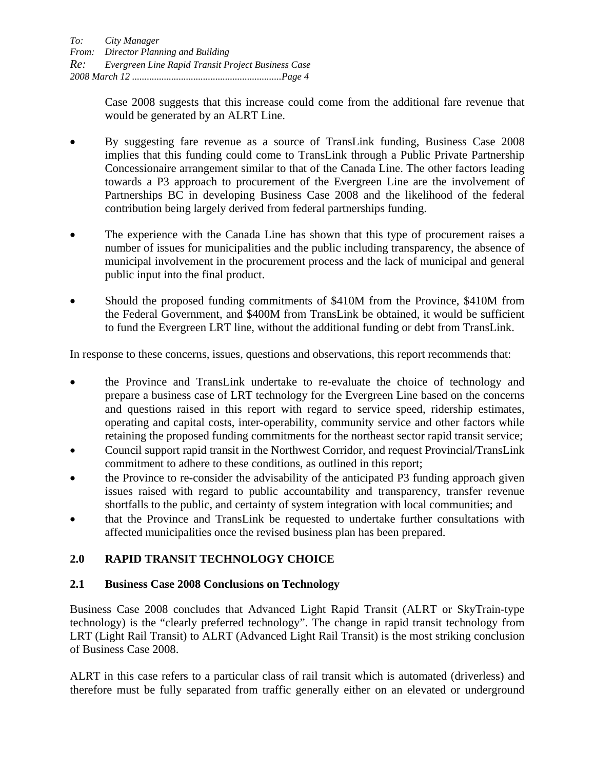Case 2008 suggests that this increase could come from the additional fare revenue that would be generated by an ALRT Line.

- By suggesting fare revenue as a source of TransLink funding, Business Case 2008 implies that this funding could come to TransLink through a Public Private Partnership Concessionaire arrangement similar to that of the Canada Line. The other factors leading towards a P3 approach to procurement of the Evergreen Line are the involvement of Partnerships BC in developing Business Case 2008 and the likelihood of the federal contribution being largely derived from federal partnerships funding.

- The experience with the Canada Line has shown that this type of procurement raises a number of issues for municipalities and the public including transparency, the absence of municipal involvement in the procurement process and the lack of municipal and general public input into the final product.

- Should the proposed funding commitments of $410M from the Province, $410M from the Federal Government, and $400M from TransLink be obtained, it would be sufficient to fund the Evergreen LRT line, without the additional funding or debt from TransLink.

In response to these concerns, issues, questions and observations, this report recommends that:

- the Province and TransLink undertake to re-evaluate the choice of technology and prepare a business case of LRT technology for the Evergreen Line based on the concerns and questions raised in this report with regard to service speed, ridership estimates, operating and capital costs, inter-operability, community service and other factors while retaining the proposed funding commitments for the northeast sector rapid transit service;
- Council support rapid transit in the Northwest Corridor, and request Provincial/TransLink commitment to adhere to these conditions, as outlined in this report;
- the Province to re-consider the advisability of the anticipated P3 funding approach given issues raised with regard to public accountability and transparency, transfer revenue shortfalls to the public, and certainty of system integration with local communities; and
- that the Province and TransLink be requested to undertake further consultations with affected municipalities once the revised business plan has been prepared.

## 2.0 RAPID TRANSIT TECHNOLOGY CHOICE

### 2.1 Business Case 2008 Conclusions on Technology

Business Case 2008 concludes that Advanced Light Rapid Transit (ALRT or SkyTrain-type technology) is the "clearly preferred technology". The change in rapid transit technology from LRT (Light Rail Transit) to ALRT (Advanced Light Rail Transit) is the most striking conclusion of Business Case 2008.

ALRT in this case refers to a particular class of rail transit which is automated (driverless) and therefore must be fully separated from traffic generally either on an elevated or underground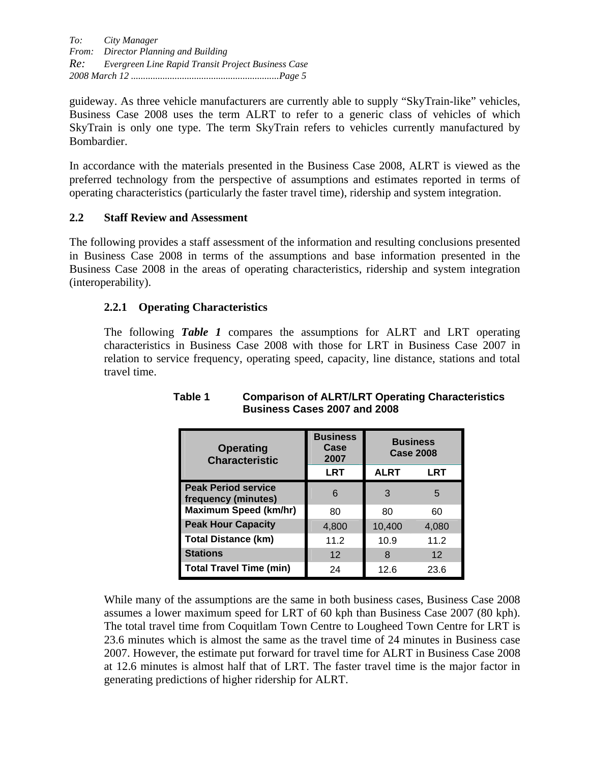guideway. As three vehicle manufacturers are currently able to supply "SkyTrain-like" vehicles, Business Case 2008 uses the term ALRT to refer to a generic class of vehicles of which SkyTrain is only one type. The term SkyTrain refers to vehicles currently manufactured by Bombardier.

In accordance with the materials presented in the Business Case 2008, ALRT is viewed as the preferred technology from the perspective of assumptions and estimates reported in terms of operating characteristics (particularly the faster travel time), ridership and system integration.

## 2.2 Staff Review and Assessment

The following provides a staff assessment of the information and resulting conclusions presented in Business Case 2008 in terms of the assumptions and base information presented in the Business Case 2008 in the areas of operating characteristics, ridership and system integration (interoperability).

### 2.2.1 Operating Characteristics

The following ***Table 1*** compares the assumptions for ALRT and LRT operating characteristics in Business Case 2008 with those for LRT in Business Case 2007 in relation to service frequency, operating speed, capacity, line distance, stations and total travel time.

**Table 1 Comparison of ALRT/LRT Operating Characteristics Business Cases 2007 and 2008**

| Operating Characteristic | Business Case 2007 | Business Case 2008 | |
|---|---|---|---|
| | LRT | ALRT | LRT |
| **Peak Period service frequency (minutes)** | 6 | 3 | 5 |
| **Maximum Speed (km/hr)** | 80 | 80 | 60 |
| **Peak Hour Capacity** | 4,800 | 10,400 | 4,080 |
| **Total Distance (km)** | 11.2 | 10.9 | 11.2 |
| **Stations** | 12 | 8 | 12 |
| **Total Travel Time (min)** | 24 | 12.6 | 23.6 |

While many of the assumptions are the same in both business cases, Business Case 2008 assumes a lower maximum speed for LRT of 60 kph than Business Case 2007 (80 kph). The total travel time from Coquitlam Town Centre to Lougheed Town Centre for LRT is 23.6 minutes which is almost the same as the travel time of 24 minutes in Business case 2007. However, the estimate put forward for travel time for ALRT in Business Case 2008 at 12.6 minutes is almost half that of LRT. The faster travel time is the major factor in generating predictions of higher ridership for ALRT.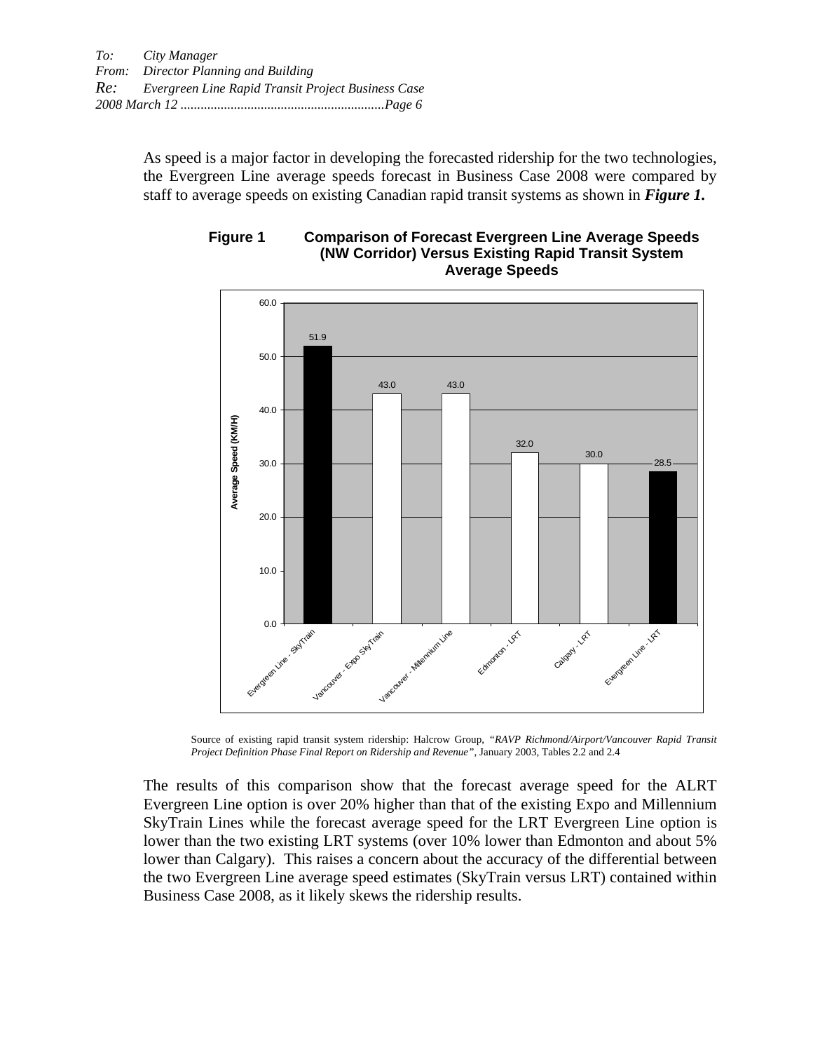As speed is a major factor in developing the forecasted ridership for the two technologies, the Evergreen Line average speeds forecast in Business Case 2008 were compared by staff to average speeds on existing Canadian rapid transit systems as shown in ***Figure 1.***

**Figure 1 Comparison of Forecast Evergreen Line Average Speeds (NW Corridor) Versus Existing Rapid Transit System Average Speeds**

Average Speed (KM/H)

60.0
50.0
40.0
30.0
20.0
10.0
0.0

51.9
43.0
43.0
32.0
30.0
28.5

Evergreen Line - SkyTrain
Vancouver - Expo SkyTrain
Vancouver - Millennium Line
Edmonton - LRT
Calgary - LRT
Evergreen Line - LRT

Source of existing rapid transit system ridership: Halcrow Group, *"RAVP Richmond/Airport/Vancouver Rapid Transit Project Definition Phase Final Report on Ridership and Revenue"*, January 2003, Tables 2.2 and 2.4

The results of this comparison show that the forecast average speed for the ALRT Evergreen Line option is over 20% higher than that of the existing Expo and Millennium SkyTrain Lines while the forecast average speed for the LRT Evergreen Line option is lower than the two existing LRT systems (over 10% lower than Edmonton and about 5% lower than Calgary). This raises a concern about the accuracy of the differential between the two Evergreen Line average speed estimates (SkyTrain versus LRT) contained within Business Case 2008, as it likely skews the ridership results.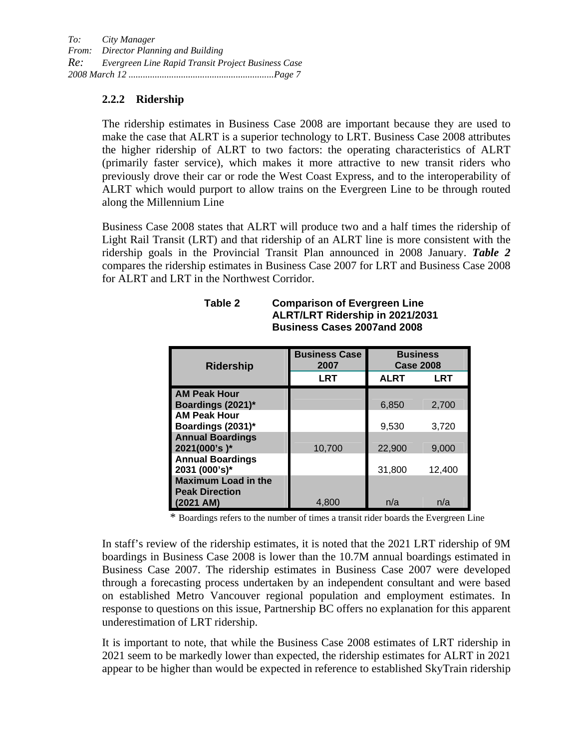### 2.2.2 Ridership

The ridership estimates in Business Case 2008 are important because they are used to make the case that ALRT is a superior technology to LRT. Business Case 2008 attributes the higher ridership of ALRT to two factors: the operating characteristics of ALRT (primarily faster service), which makes it more attractive to new transit riders who previously drove their car or rode the West Coast Express, and to the interoperability of ALRT which would purport to allow trains on the Evergreen Line to be through routed along the Millennium Line

Business Case 2008 states that ALRT will produce two and a half times the ridership of Light Rail Transit (LRT) and that ridership of an ALRT line is more consistent with the ridership goals in the Provincial Transit Plan announced in 2008 January. ***Table 2*** compares the ridership estimates in Business Case 2007 for LRT and Business Case 2008 for ALRT and LRT in the Northwest Corridor.

**Table 2 Comparison of Evergreen Line ALRT/LRT Ridership in 2021/2031 Business Cases 2007and 2008**

| Ridership | Business Case 2007 | Business Case 2008 | |
|---|---|---|---|
| | LRT | ALRT | LRT |
| AM Peak Hour Boardings (2021)* | | 6,850 | 2,700 |
| AM Peak Hour Boardings (2031)* | | 9,530 | 3,720 |
| Annual Boardings 2021(000's )* | 10,700 | 22,900 | 9,000 |
| Annual Boardings 2031 (000's)* | | 31,800 | 12,400 |
| Maximum Load in the Peak Direction (2021 AM) | 4,800 | n/a | n/a |

\* Boardings refers to the number of times a transit rider boards the Evergreen Line

In staff's review of the ridership estimates, it is noted that the 2021 LRT ridership of 9M boardings in Business Case 2008 is lower than the 10.7M annual boardings estimated in Business Case 2007. The ridership estimates in Business Case 2007 were developed through a forecasting process undertaken by an independent consultant and were based on established Metro Vancouver regional population and employment estimates. In response to questions on this issue, Partnership BC offers no explanation for this apparent underestimation of LRT ridership.

It is important to note, that while the Business Case 2008 estimates of LRT ridership in 2021 seem to be markedly lower than expected, the ridership estimates for ALRT in 2021 appear to be higher than would be expected in reference to established SkyTrain ridership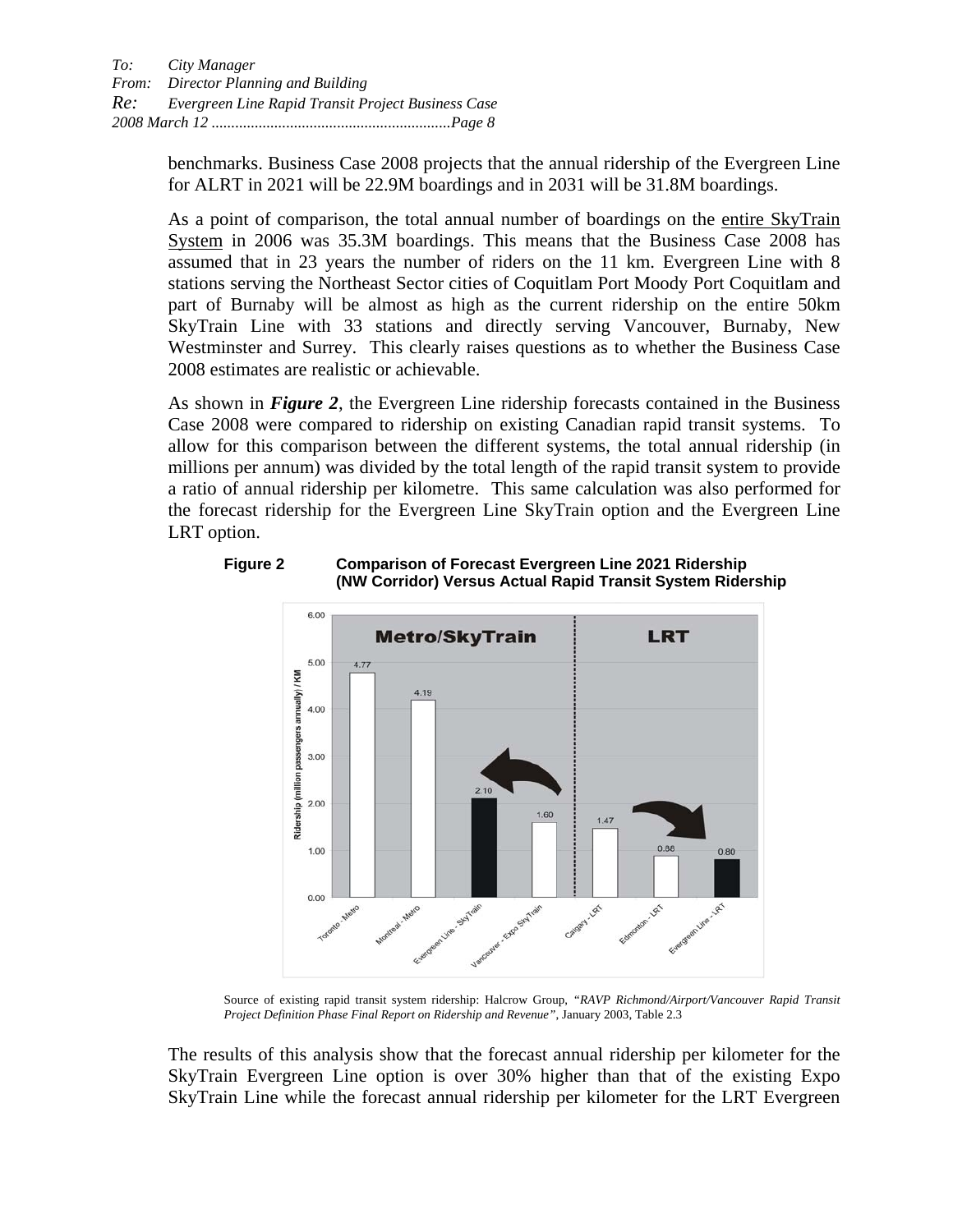benchmarks. Business Case 2008 projects that the annual ridership of the Evergreen Line for ALRT in 2021 will be 22.9M boardings and in 2031 will be 31.8M boardings.

As a point of comparison, the total annual number of boardings on the entire SkyTrain System in 2006 was 35.3M boardings. This means that the Business Case 2008 has assumed that in 23 years the number of riders on the 11 km. Evergreen Line with 8 stations serving the Northeast Sector cities of Coquitlam Port Moody Port Coquitlam and part of Burnaby will be almost as high as the current ridership on the entire 50km SkyTrain Line with 33 stations and directly serving Vancouver, Burnaby, New Westminster and Surrey. This clearly raises questions as to whether the Business Case 2008 estimates are realistic or achievable.

As shown in ***Figure 2***, the Evergreen Line ridership forecasts contained in the Business Case 2008 were compared to ridership on existing Canadian rapid transit systems. To allow for this comparison between the different systems, the total annual ridership (in millions per annum) was divided by the total length of the rapid transit system to provide a ratio of annual ridership per kilometre. This same calculation was also performed for the forecast ridership for the Evergreen Line SkyTrain option and the Evergreen Line LRT option.

**Figure 2 Comparison of Forecast Evergreen Line 2021 Ridership (NW Corridor) Versus Actual Rapid Transit System Ridership**

Metro/SkyTrain
LRT
Ridership (million passengers annually) / KM
6.00
5.00
4.00
3.00
2.00
1.00
0.00
4.77
4.19
2.10
1.60
1.47
0.88
0.80
Toronto - Metro
Montreal - Metro
Evergreen Line - SkyTrain
Vancouver - Expo SkyTrain
Calgary - LRT
Edmonton - LRT
Evergreen Line - LRT

Source of existing rapid transit system ridership: Halcrow Group, *"RAVP Richmond/Airport/Vancouver Rapid Transit Project Definition Phase Final Report on Ridership and Revenue"*, January 2003, Table 2.3

The results of this analysis show that the forecast annual ridership per kilometer for the SkyTrain Evergreen Line option is over 30% higher than that of the existing Expo SkyTrain Line while the forecast annual ridership per kilometer for the LRT Evergreen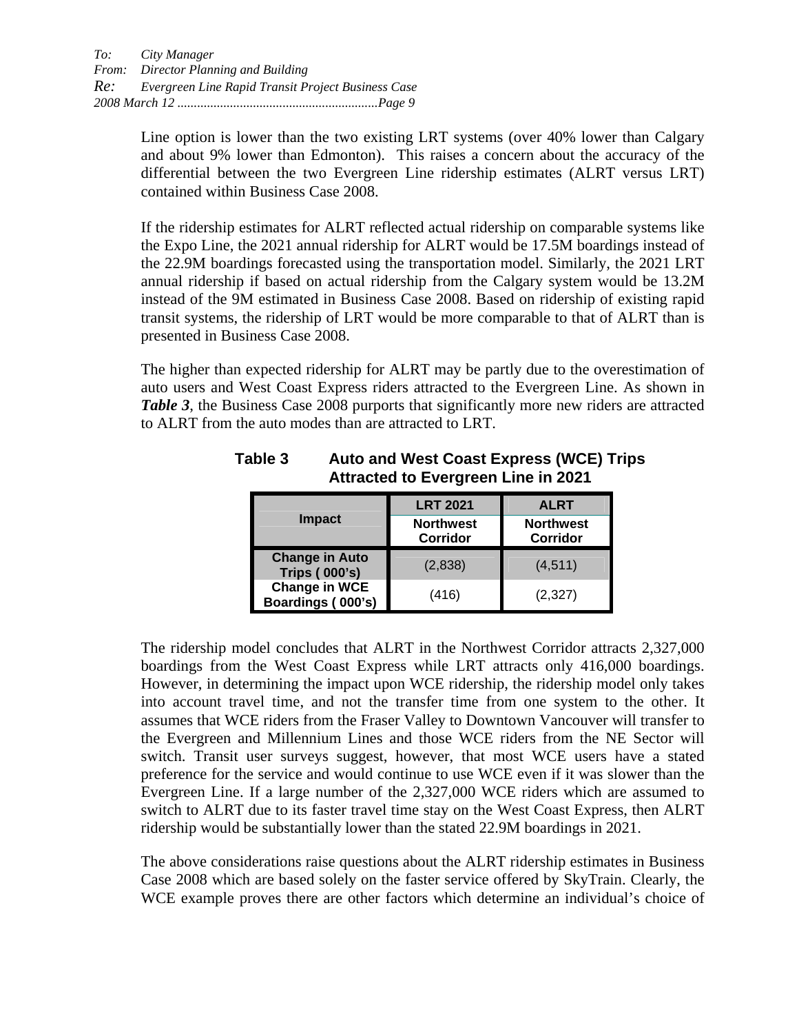Line option is lower than the two existing LRT systems (over 40% lower than Calgary and about 9% lower than Edmonton). This raises a concern about the accuracy of the differential between the two Evergreen Line ridership estimates (ALRT versus LRT) contained within Business Case 2008.

If the ridership estimates for ALRT reflected actual ridership on comparable systems like the Expo Line, the 2021 annual ridership for ALRT would be 17.5M boardings instead of the 22.9M boardings forecasted using the transportation model. Similarly, the 2021 LRT annual ridership if based on actual ridership from the Calgary system would be 13.2M instead of the 9M estimated in Business Case 2008. Based on ridership of existing rapid transit systems, the ridership of LRT would be more comparable to that of ALRT than is presented in Business Case 2008.

The higher than expected ridership for ALRT may be partly due to the overestimation of auto users and West Coast Express riders attracted to the Evergreen Line. As shown in ***Table 3***, the Business Case 2008 purports that significantly more new riders are attracted to ALRT from the auto modes than are attracted to LRT.

**Table 3 Auto and West Coast Express (WCE) Trips Attracted to Evergreen Line in 2021**

| Impact | LRT 2021 | ALRT |
|---|---|---|
| | Northwest Corridor | Northwest Corridor |
| Change in Auto Trips ( 000's) | (2,838) | (4,511) |
| Change in WCE Boardings ( 000's) | (416) | (2,327) |

The ridership model concludes that ALRT in the Northwest Corridor attracts 2,327,000 boardings from the West Coast Express while LRT attracts only 416,000 boardings. However, in determining the impact upon WCE ridership, the ridership model only takes into account travel time, and not the transfer time from one system to the other. It assumes that WCE riders from the Fraser Valley to Downtown Vancouver will transfer to the Evergreen and Millennium Lines and those WCE riders from the NE Sector will switch. Transit user surveys suggest, however, that most WCE users have a stated preference for the service and would continue to use WCE even if it was slower than the Evergreen Line. If a large number of the 2,327,000 WCE riders which are assumed to switch to ALRT due to its faster travel time stay on the West Coast Express, then ALRT ridership would be substantially lower than the stated 22.9M boardings in 2021.

The above considerations raise questions about the ALRT ridership estimates in Business Case 2008 which are based solely on the faster service offered by SkyTrain. Clearly, the WCE example proves there are other factors which determine an individual's choice of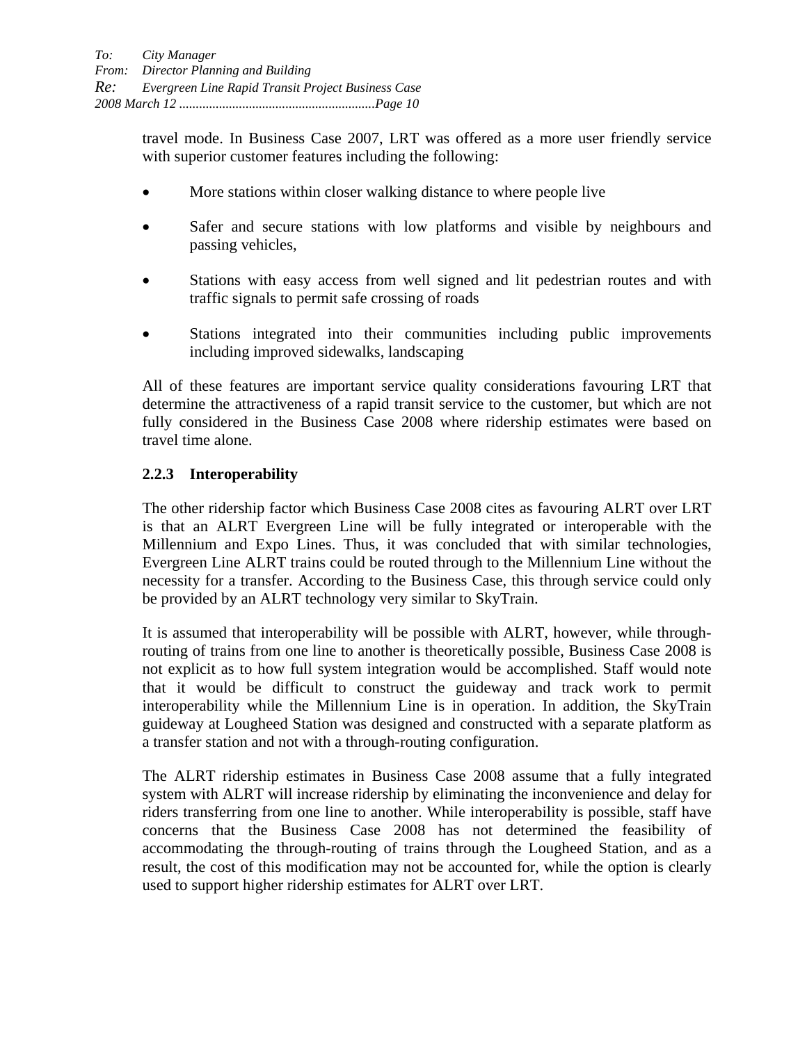travel mode. In Business Case 2007, LRT was offered as a more user friendly service with superior customer features including the following:

- More stations within closer walking distance to where people live
- Safer and secure stations with low platforms and visible by neighbours and passing vehicles,
- Stations with easy access from well signed and lit pedestrian routes and with traffic signals to permit safe crossing of roads
- Stations integrated into their communities including public improvements including improved sidewalks, landscaping

All of these features are important service quality considerations favouring LRT that determine the attractiveness of a rapid transit service to the customer, but which are not fully considered in the Business Case 2008 where ridership estimates were based on travel time alone.

### 2.2.3 Interoperability

The other ridership factor which Business Case 2008 cites as favouring ALRT over LRT is that an ALRT Evergreen Line will be fully integrated or interoperable with the Millennium and Expo Lines. Thus, it was concluded that with similar technologies, Evergreen Line ALRT trains could be routed through to the Millennium Line without the necessity for a transfer. According to the Business Case, this through service could only be provided by an ALRT technology very similar to SkyTrain.

It is assumed that interoperability will be possible with ALRT, however, while through-routing of trains from one line to another is theoretically possible, Business Case 2008 is not explicit as to how full system integration would be accomplished. Staff would note that it would be difficult to construct the guideway and track work to permit interoperability while the Millennium Line is in operation. In addition, the SkyTrain guideway at Lougheed Station was designed and constructed with a separate platform as a transfer station and not with a through-routing configuration.

The ALRT ridership estimates in Business Case 2008 assume that a fully integrated system with ALRT will increase ridership by eliminating the inconvenience and delay for riders transferring from one line to another. While interoperability is possible, staff have concerns that the Business Case 2008 has not determined the feasibility of accommodating the through-routing of trains through the Lougheed Station, and as a result, the cost of this modification may not be accounted for, while the option is clearly used to support higher ridership estimates for ALRT over LRT.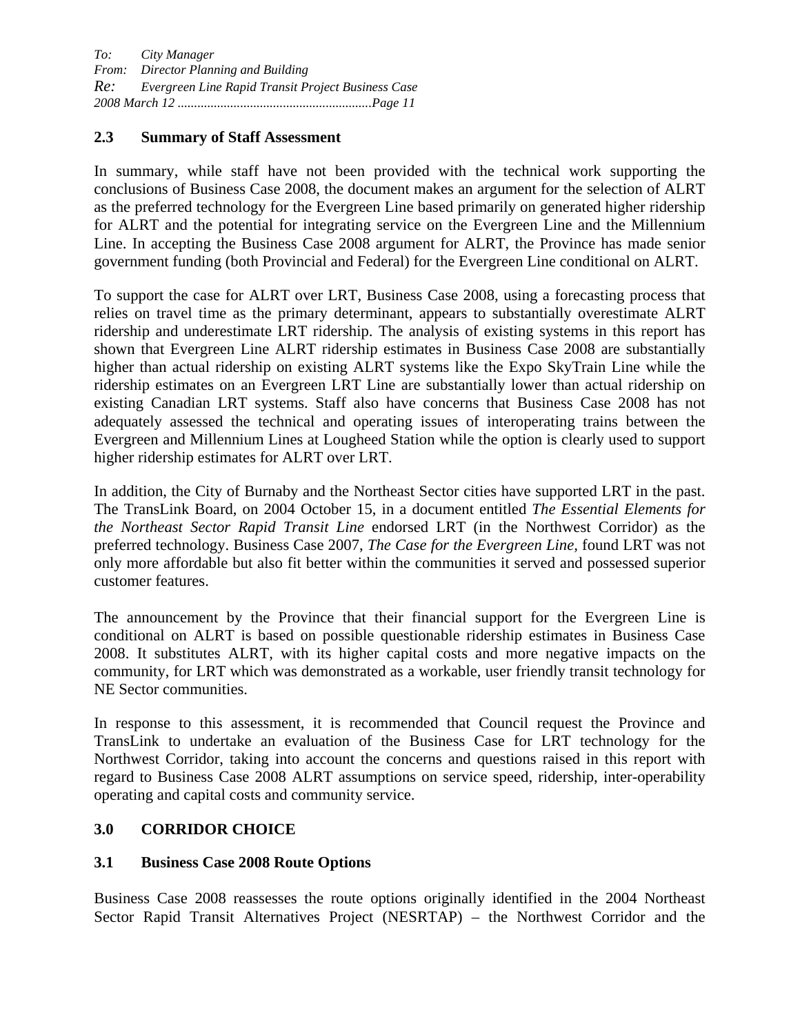### 2.3 Summary of Staff Assessment

In summary, while staff have not been provided with the technical work supporting the conclusions of Business Case 2008, the document makes an argument for the selection of ALRT as the preferred technology for the Evergreen Line based primarily on generated higher ridership for ALRT and the potential for integrating service on the Evergreen Line and the Millennium Line. In accepting the Business Case 2008 argument for ALRT, the Province has made senior government funding (both Provincial and Federal) for the Evergreen Line conditional on ALRT.

To support the case for ALRT over LRT, Business Case 2008, using a forecasting process that relies on travel time as the primary determinant, appears to substantially overestimate ALRT ridership and underestimate LRT ridership. The analysis of existing systems in this report has shown that Evergreen Line ALRT ridership estimates in Business Case 2008 are substantially higher than actual ridership on existing ALRT systems like the Expo SkyTrain Line while the ridership estimates on an Evergreen LRT Line are substantially lower than actual ridership on existing Canadian LRT systems. Staff also have concerns that Business Case 2008 has not adequately assessed the technical and operating issues of interoperating trains between the Evergreen and Millennium Lines at Lougheed Station while the option is clearly used to support higher ridership estimates for ALRT over LRT.

In addition, the City of Burnaby and the Northeast Sector cities have supported LRT in the past. The TransLink Board, on 2004 October 15, in a document entitled *The Essential Elements for the Northeast Sector Rapid Transit Line* endorsed LRT (in the Northwest Corridor) as the preferred technology. Business Case 2007, *The Case for the Evergreen Line*, found LRT was not only more affordable but also fit better within the communities it served and possessed superior customer features.

The announcement by the Province that their financial support for the Evergreen Line is conditional on ALRT is based on possible questionable ridership estimates in Business Case 2008. It substitutes ALRT, with its higher capital costs and more negative impacts on the community, for LRT which was demonstrated as a workable, user friendly transit technology for NE Sector communities.

In response to this assessment, it is recommended that Council request the Province and TransLink to undertake an evaluation of the Business Case for LRT technology for the Northwest Corridor, taking into account the concerns and questions raised in this report with regard to Business Case 2008 ALRT assumptions on service speed, ridership, inter-operability operating and capital costs and community service.

## 3.0 CORRIDOR CHOICE

### 3.1 Business Case 2008 Route Options

Business Case 2008 reassesses the route options originally identified in the 2004 Northeast Sector Rapid Transit Alternatives Project (NESRTAP) – the Northwest Corridor and the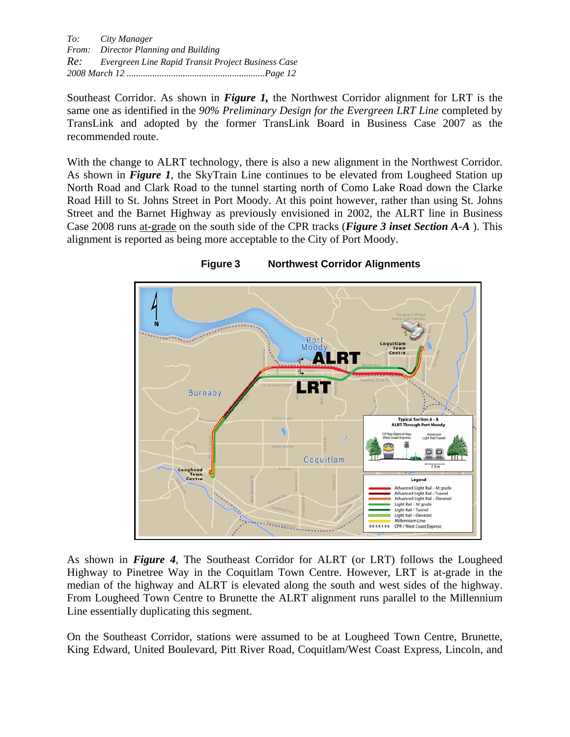Southeast Corridor. As shown in ***Figure 1,*** the Northwest Corridor alignment for LRT is the same one as identified in the *90% Preliminary Design for the Evergreen LRT Line* completed by TransLink and adopted by the former TransLink Board in Business Case 2007 as the recommended route.

With the change to ALRT technology, there is also a new alignment in the Northwest Corridor. As shown in ***Figure 1***, the SkyTrain Line continues to be elevated from Lougheed Station up North Road and Clark Road to the tunnel starting north of Como Lake Road down the Clarke Road Hill to St. Johns Street in Port Moody. At this point however, rather than using St. Johns Street and the Barnet Highway as previously envisioned in 2002, the ALRT line in Business Case 2008 runs at-grade on the south side of the CPR tracks (***Figure 3 inset Section A-A*** ). This alignment is reported as being more acceptable to the City of Port Moody.

**Figure 3 Northwest Corridor Alignments**

N
Port Moody
ALRT
LRT
Burnaby
Coquitlam
Coquitlam Town Centre
Douglas College David Lam Campus
Lougheed Town Centre

Typical Section A - A
ALRT Through Port Moody
CP Rail Right-of-Way West Coast Express
Advanced Light Rail Transit
7.5 m

Legend
Advanced Light Rail - At grade
Advanced Light Rail - Tunnel
Advanced Light Rail - Elevated
Light Rail - At grade
Light Rail - Tunnel
Light Rail - Elevated
Millennium Line
CPR / West Coast Express

As shown in ***Figure 4***, The Southeast Corridor for ALRT (or LRT) follows the Lougheed Highway to Pinetree Way in the Coquitlam Town Centre. However, LRT is at-grade in the median of the highway and ALRT is elevated along the south and west sides of the highway. From Lougheed Town Centre to Brunette the ALRT alignment runs parallel to the Millennium Line essentially duplicating this segment.

On the Southeast Corridor, stations were assumed to be at Lougheed Town Centre, Brunette, King Edward, United Boulevard, Pitt River Road, Coquitlam/West Coast Express, Lincoln, and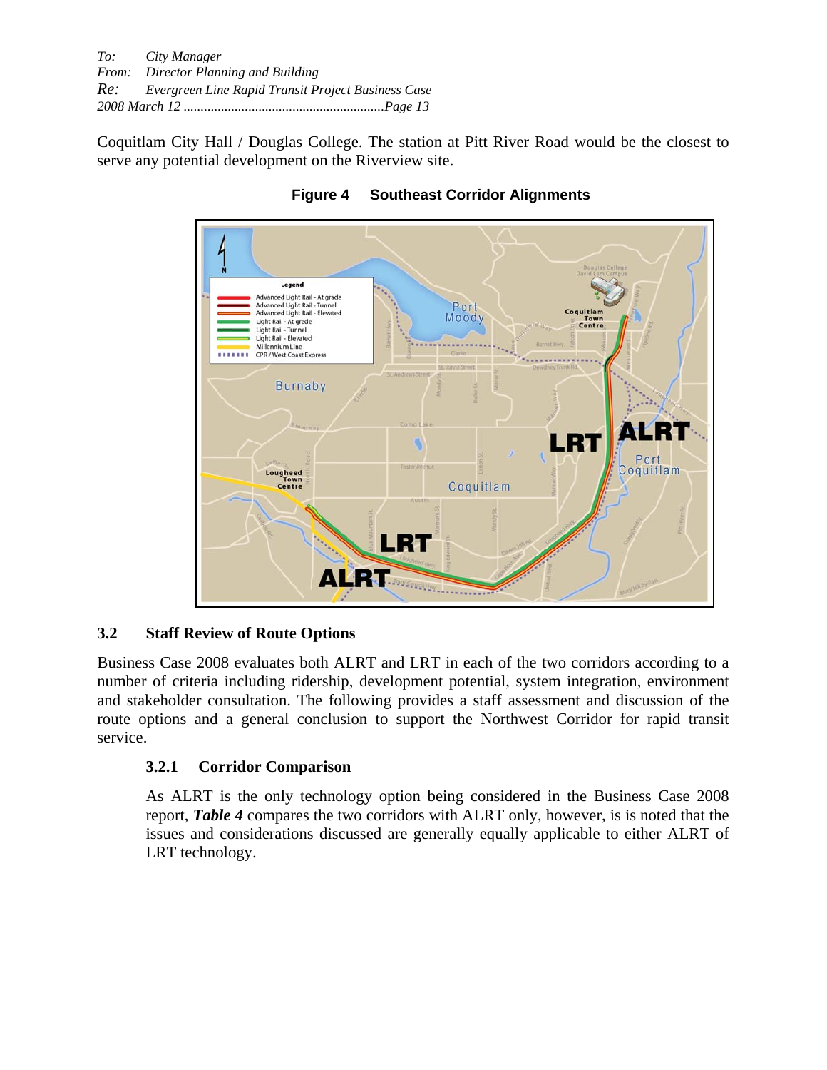Coquitlam City Hall / Douglas College. The station at Pitt River Road would be the closest to serve any potential development on the Riverview site.

**Figure 4 Southeast Corridor Alignments**

Legend
Advanced Light Rail - At grade
Advanced Light Rail - Tunnel
Advanced Light Rail - Elevated
Light Rail - At grade
Light Rail - Tunnel
Light Rail - Elevated
Millennium Line
CPR / West Coast Express

LRT
ALRT
LRT
ALRT

Port Moody
Burnaby
Coquitlam
Port Coquitlam
Lougheed Town Centre
Coquitlam Town Centre
Douglas College David Lam Campus

### 3.2 Staff Review of Route Options

Business Case 2008 evaluates both ALRT and LRT in each of the two corridors according to a number of criteria including ridership, development potential, system integration, environment and stakeholder consultation. The following provides a staff assessment and discussion of the route options and a general conclusion to support the Northwest Corridor for rapid transit service.

#### 3.2.1 Corridor Comparison

As ALRT is the only technology option being considered in the Business Case 2008 report, ***Table 4*** compares the two corridors with ALRT only, however, is is noted that the issues and considerations discussed are generally equally applicable to either ALRT of LRT technology.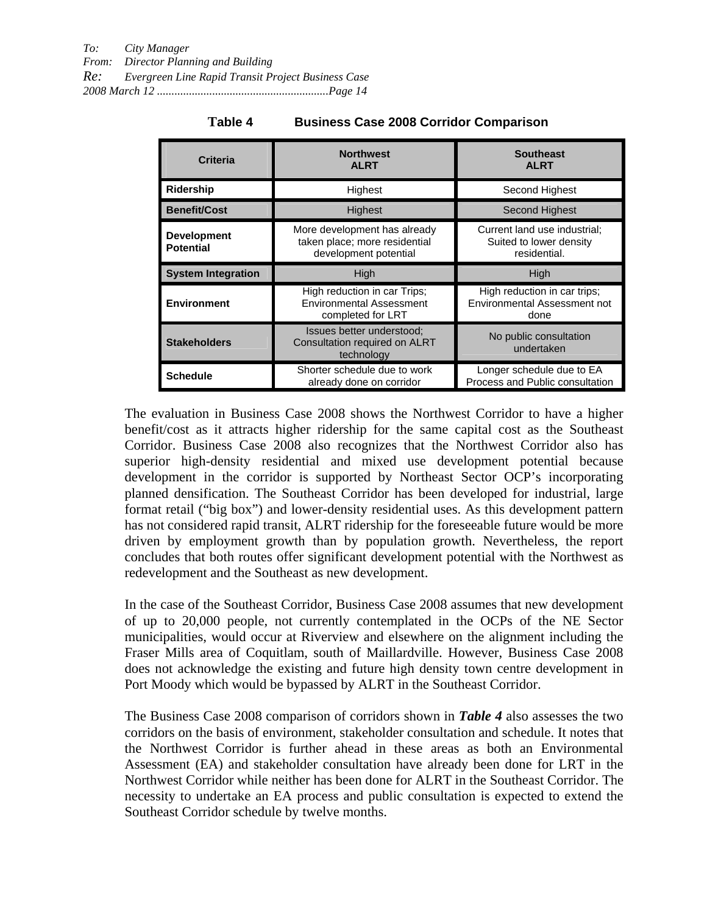**Table 4 Business Case 2008 Corridor Comparison**

| Criteria | Northwest ALRT | Southeast ALRT |
|---|---|---|
| **Ridership** | Highest | Second Highest |
| **Benefit/Cost** | Highest | Second Highest |
| **Development Potential** | More development has already taken place; more residential development potential | Current land use industrial; Suited to lower density residential. |
| **System Integration** | High | High |
| **Environment** | High reduction in car Trips; Environmental Assessment completed for LRT | High reduction in car trips; Environmental Assessment not done |
| **Stakeholders** | Issues better understood; Consultation required on ALRT technology | No public consultation undertaken |
| **Schedule** | Shorter schedule due to work already done on corridor | Longer schedule due to EA Process and Public consultation |

The evaluation in Business Case 2008 shows the Northwest Corridor to have a higher benefit/cost as it attracts higher ridership for the same capital cost as the Southeast Corridor. Business Case 2008 also recognizes that the Northwest Corridor also has superior high-density residential and mixed use development potential because development in the corridor is supported by Northeast Sector OCP's incorporating planned densification. The Southeast Corridor has been developed for industrial, large format retail ("big box") and lower-density residential uses. As this development pattern has not considered rapid transit, ALRT ridership for the foreseeable future would be more driven by employment growth than by population growth. Nevertheless, the report concludes that both routes offer significant development potential with the Northwest as redevelopment and the Southeast as new development.

In the case of the Southeast Corridor, Business Case 2008 assumes that new development of up to 20,000 people, not currently contemplated in the OCPs of the NE Sector municipalities, would occur at Riverview and elsewhere on the alignment including the Fraser Mills area of Coquitlam, south of Maillardville. However, Business Case 2008 does not acknowledge the existing and future high density town centre development in Port Moody which would be bypassed by ALRT in the Southeast Corridor.

The Business Case 2008 comparison of corridors shown in ***Table 4*** also assesses the two corridors on the basis of environment, stakeholder consultation and schedule. It notes that the Northwest Corridor is further ahead in these areas as both an Environmental Assessment (EA) and stakeholder consultation have already been done for LRT in the Northwest Corridor while neither has been done for ALRT in the Southeast Corridor. The necessity to undertake an EA process and public consultation is expected to extend the Southeast Corridor schedule by twelve months.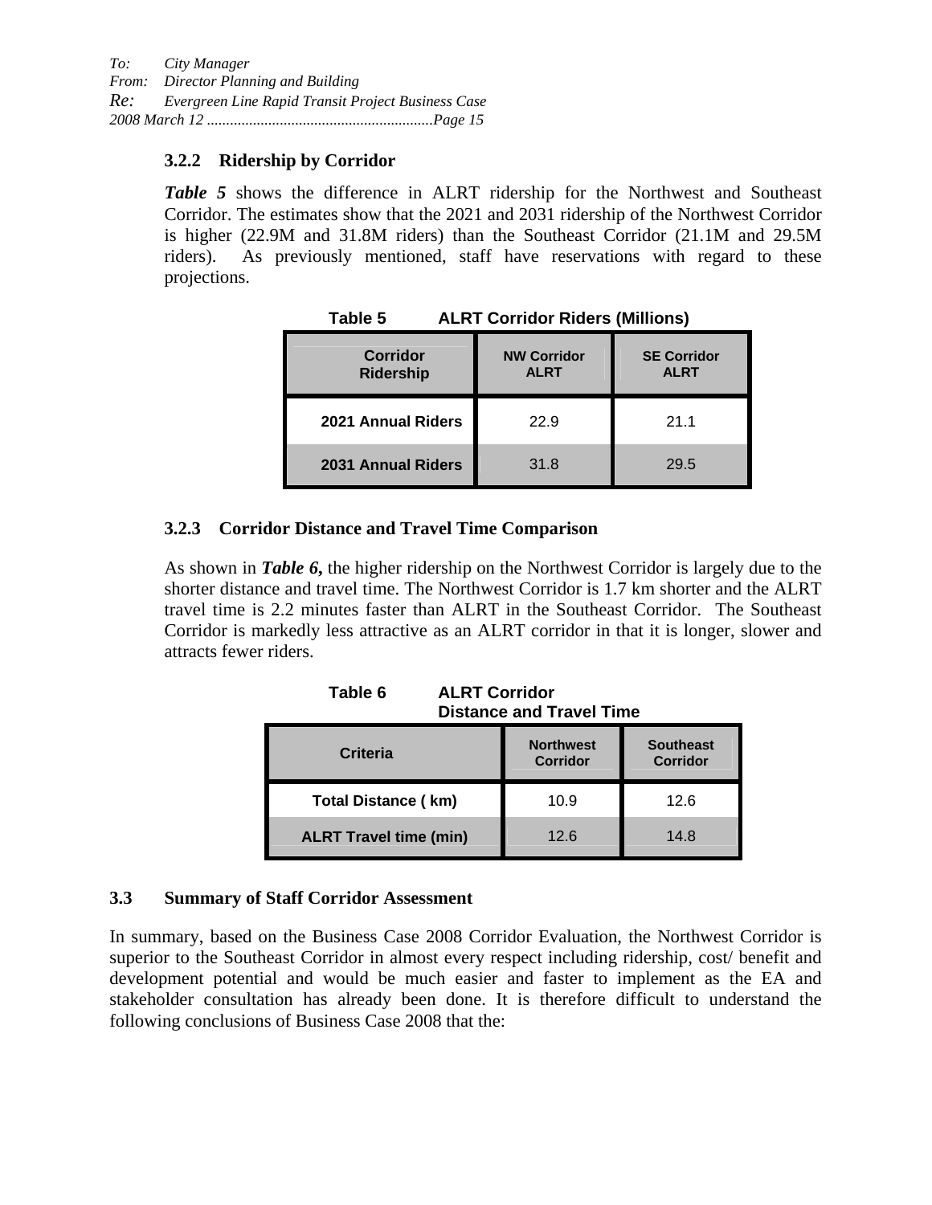### 3.2.2 Ridership by Corridor

***Table 5*** shows the difference in ALRT ridership for the Northwest and Southeast Corridor. The estimates show that the 2021 and 2031 ridership of the Northwest Corridor is higher (22.9M and 31.8M riders) than the Southeast Corridor (21.1M and 29.5M riders). As previously mentioned, staff have reservations with regard to these projections.

**Table 5 ALRT Corridor Riders (Millions)**

| Corridor Ridership | NW Corridor ALRT | SE Corridor ALRT |
|---|---|---|
| 2021 Annual Riders | 22.9 | 21.1 |
| 2031 Annual Riders | 31.8 | 29.5 |

### 3.2.3 Corridor Distance and Travel Time Comparison

As shown in ***Table 6,*** the higher ridership on the Northwest Corridor is largely due to the shorter distance and travel time. The Northwest Corridor is 1.7 km shorter and the ALRT travel time is 2.2 minutes faster than ALRT in the Southeast Corridor. The Southeast Corridor is markedly less attractive as an ALRT corridor in that it is longer, slower and attracts fewer riders.

**Table 6 ALRT Corridor Distance and Travel Time**

| Criteria | Northwest Corridor | Southeast Corridor |
|---|---|---|
| Total Distance ( km) | 10.9 | 12.6 |
| ALRT Travel time (min) | 12.6 | 14.8 |

## 3.3 Summary of Staff Corridor Assessment

In summary, based on the Business Case 2008 Corridor Evaluation, the Northwest Corridor is superior to the Southeast Corridor in almost every respect including ridership, cost/ benefit and development potential and would be much easier and faster to implement as the EA and stakeholder consultation has already been done. It is therefore difficult to understand the following conclusions of Business Case 2008 that the: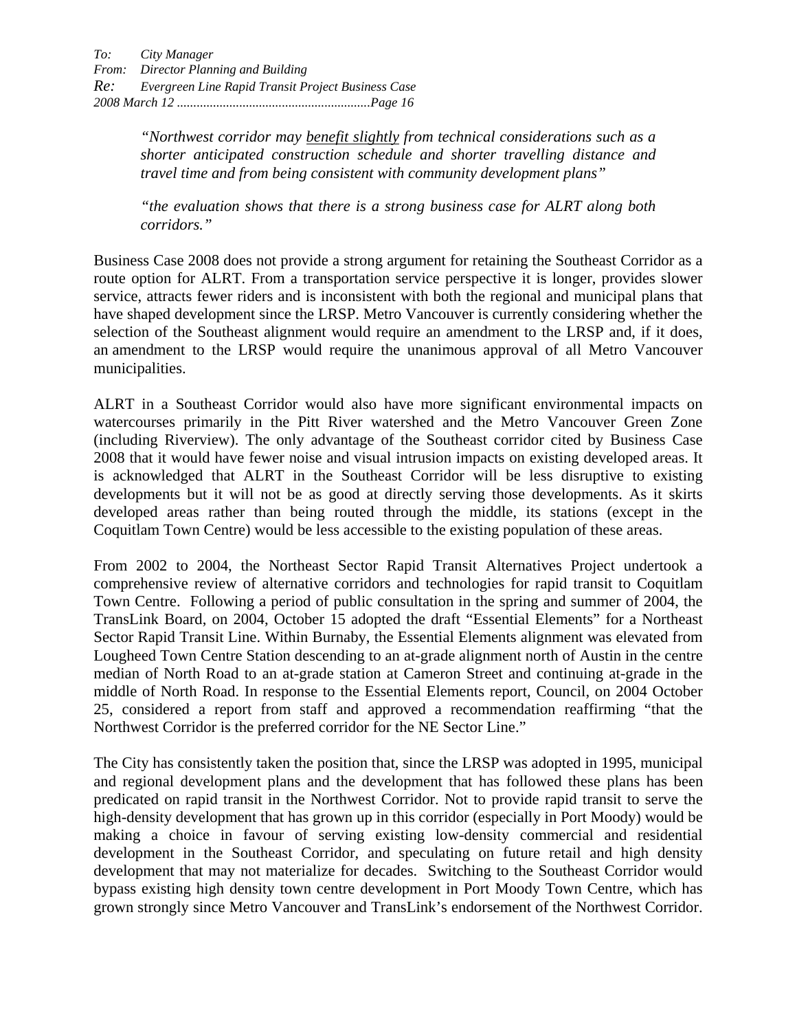*"Northwest corridor may <u>benefit slightly</u> from technical considerations such as a shorter anticipated construction schedule and shorter travelling distance and travel time and from being consistent with community development plans"*

*"the evaluation shows that there is a strong business case for ALRT along both corridors."*

Business Case 2008 does not provide a strong argument for retaining the Southeast Corridor as a route option for ALRT. From a transportation service perspective it is longer, provides slower service, attracts fewer riders and is inconsistent with both the regional and municipal plans that have shaped development since the LRSP. Metro Vancouver is currently considering whether the selection of the Southeast alignment would require an amendment to the LRSP and, if it does, an amendment to the LRSP would require the unanimous approval of all Metro Vancouver municipalities.

ALRT in a Southeast Corridor would also have more significant environmental impacts on watercourses primarily in the Pitt River watershed and the Metro Vancouver Green Zone (including Riverview). The only advantage of the Southeast corridor cited by Business Case 2008 that it would have fewer noise and visual intrusion impacts on existing developed areas. It is acknowledged that ALRT in the Southeast Corridor will be less disruptive to existing developments but it will not be as good at directly serving those developments. As it skirts developed areas rather than being routed through the middle, its stations (except in the Coquitlam Town Centre) would be less accessible to the existing population of these areas.

From 2002 to 2004, the Northeast Sector Rapid Transit Alternatives Project undertook a comprehensive review of alternative corridors and technologies for rapid transit to Coquitlam Town Centre. Following a period of public consultation in the spring and summer of 2004, the TransLink Board, on 2004, October 15 adopted the draft "Essential Elements" for a Northeast Sector Rapid Transit Line. Within Burnaby, the Essential Elements alignment was elevated from Lougheed Town Centre Station descending to an at-grade alignment north of Austin in the centre median of North Road to an at-grade station at Cameron Street and continuing at-grade in the middle of North Road. In response to the Essential Elements report, Council, on 2004 October 25, considered a report from staff and approved a recommendation reaffirming "that the Northwest Corridor is the preferred corridor for the NE Sector Line."

The City has consistently taken the position that, since the LRSP was adopted in 1995, municipal and regional development plans and the development that has followed these plans has been predicated on rapid transit in the Northwest Corridor. Not to provide rapid transit to serve the high-density development that has grown up in this corridor (especially in Port Moody) would be making a choice in favour of serving existing low-density commercial and residential development in the Southeast Corridor, and speculating on future retail and high density development that may not materialize for decades. Switching to the Southeast Corridor would bypass existing high density town centre development in Port Moody Town Centre, which has grown strongly since Metro Vancouver and TransLink's endorsement of the Northwest Corridor.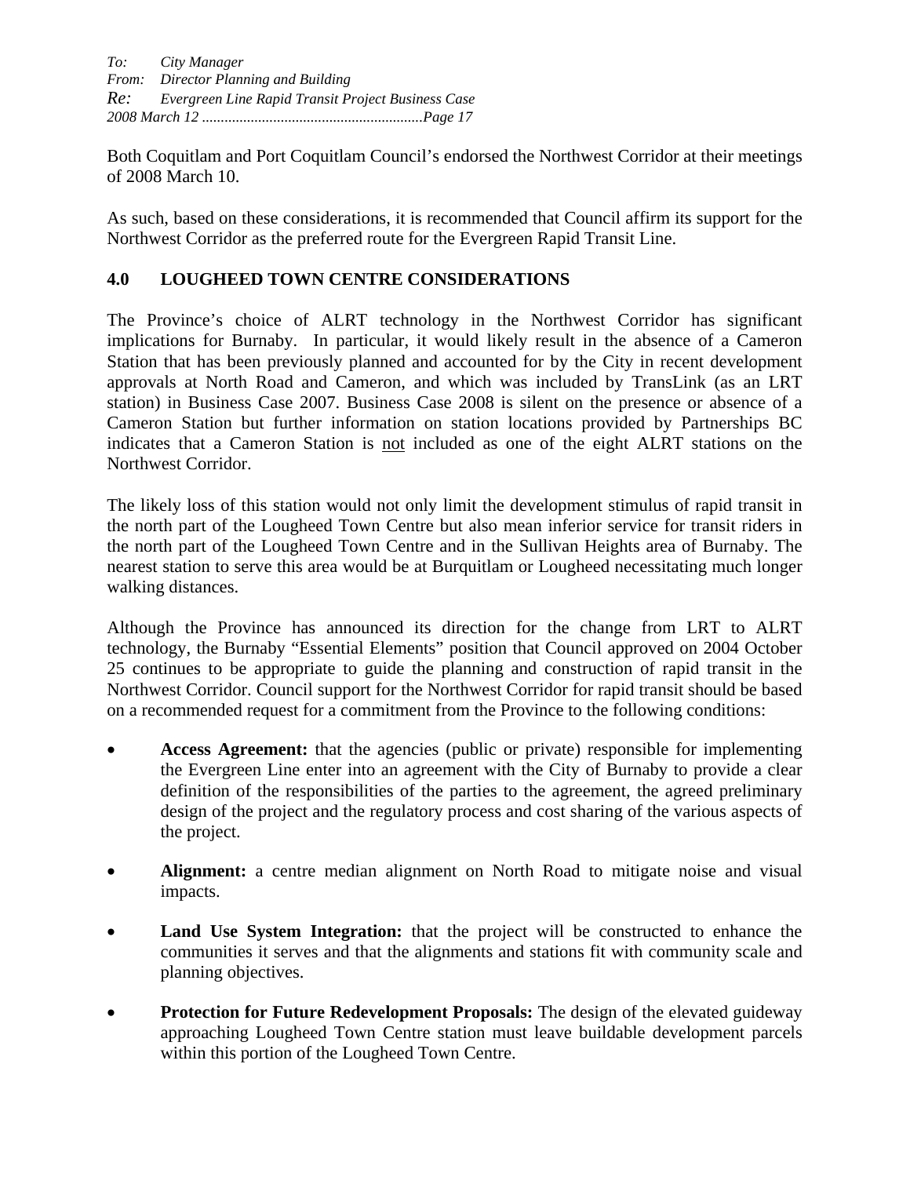Both Coquitlam and Port Coquitlam Council's endorsed the Northwest Corridor at their meetings of 2008 March 10.

As such, based on these considerations, it is recommended that Council affirm its support for the Northwest Corridor as the preferred route for the Evergreen Rapid Transit Line.

## 4.0 LOUGHEED TOWN CENTRE CONSIDERATIONS

The Province's choice of ALRT technology in the Northwest Corridor has significant implications for Burnaby. In particular, it would likely result in the absence of a Cameron Station that has been previously planned and accounted for by the City in recent development approvals at North Road and Cameron, and which was included by TransLink (as an LRT station) in Business Case 2007. Business Case 2008 is silent on the presence or absence of a Cameron Station but further information on station locations provided by Partnerships BC indicates that a Cameron Station is <u>not</u> included as one of the eight ALRT stations on the Northwest Corridor.

The likely loss of this station would not only limit the development stimulus of rapid transit in the north part of the Lougheed Town Centre but also mean inferior service for transit riders in the north part of the Lougheed Town Centre and in the Sullivan Heights area of Burnaby. The nearest station to serve this area would be at Burquitlam or Lougheed necessitating much longer walking distances.

Although the Province has announced its direction for the change from LRT to ALRT technology, the Burnaby "Essential Elements" position that Council approved on 2004 October 25 continues to be appropriate to guide the planning and construction of rapid transit in the Northwest Corridor. Council support for the Northwest Corridor for rapid transit should be based on a recommended request for a commitment from the Province to the following conditions:

- **Access Agreement:** that the agencies (public or private) responsible for implementing the Evergreen Line enter into an agreement with the City of Burnaby to provide a clear definition of the responsibilities of the parties to the agreement, the agreed preliminary design of the project and the regulatory process and cost sharing of the various aspects of the project.

- **Alignment:** a centre median alignment on North Road to mitigate noise and visual impacts.

- **Land Use System Integration:** that the project will be constructed to enhance the communities it serves and that the alignments and stations fit with community scale and planning objectives.

- **Protection for Future Redevelopment Proposals:** The design of the elevated guideway approaching Lougheed Town Centre station must leave buildable development parcels within this portion of the Lougheed Town Centre.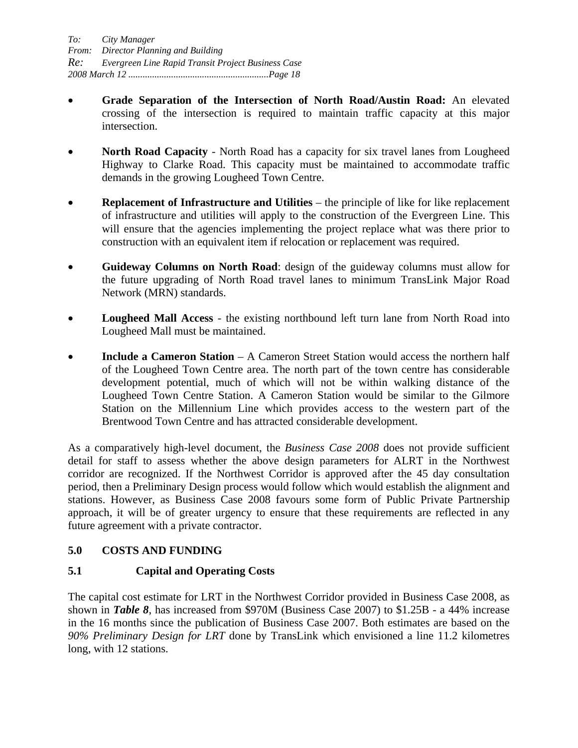- **Grade Separation of the Intersection of North Road/Austin Road:** An elevated crossing of the intersection is required to maintain traffic capacity at this major intersection.

- **North Road Capacity** - North Road has a capacity for six travel lanes from Lougheed Highway to Clarke Road. This capacity must be maintained to accommodate traffic demands in the growing Lougheed Town Centre.

- **Replacement of Infrastructure and Utilities** – the principle of like for like replacement of infrastructure and utilities will apply to the construction of the Evergreen Line. This will ensure that the agencies implementing the project replace what was there prior to construction with an equivalent item if relocation or replacement was required.

- **Guideway Columns on North Road**: design of the guideway columns must allow for the future upgrading of North Road travel lanes to minimum TransLink Major Road Network (MRN) standards.

- **Lougheed Mall Access** - the existing northbound left turn lane from North Road into Lougheed Mall must be maintained.

- **Include a Cameron Station** – A Cameron Street Station would access the northern half of the Lougheed Town Centre area. The north part of the town centre has considerable development potential, much of which will not be within walking distance of the Lougheed Town Centre Station. A Cameron Station would be similar to the Gilmore Station on the Millennium Line which provides access to the western part of the Brentwood Town Centre and has attracted considerable development.

As a comparatively high-level document, the *Business Case 2008* does not provide sufficient detail for staff to assess whether the above design parameters for ALRT in the Northwest corridor are recognized. If the Northwest Corridor is approved after the 45 day consultation period, then a Preliminary Design process would follow which would establish the alignment and stations. However, as Business Case 2008 favours some form of Public Private Partnership approach, it will be of greater urgency to ensure that these requirements are reflected in any future agreement with a private contractor.

## 5.0 COSTS AND FUNDING

### 5.1 Capital and Operating Costs

The capital cost estimate for LRT in the Northwest Corridor provided in Business Case 2008, as shown in ***Table 8***, has increased from $970M (Business Case 2007) to $1.25B - a 44% increase in the 16 months since the publication of Business Case 2007. Both estimates are based on the *90% Preliminary Design for LRT* done by TransLink which envisioned a line 11.2 kilometres long, with 12 stations.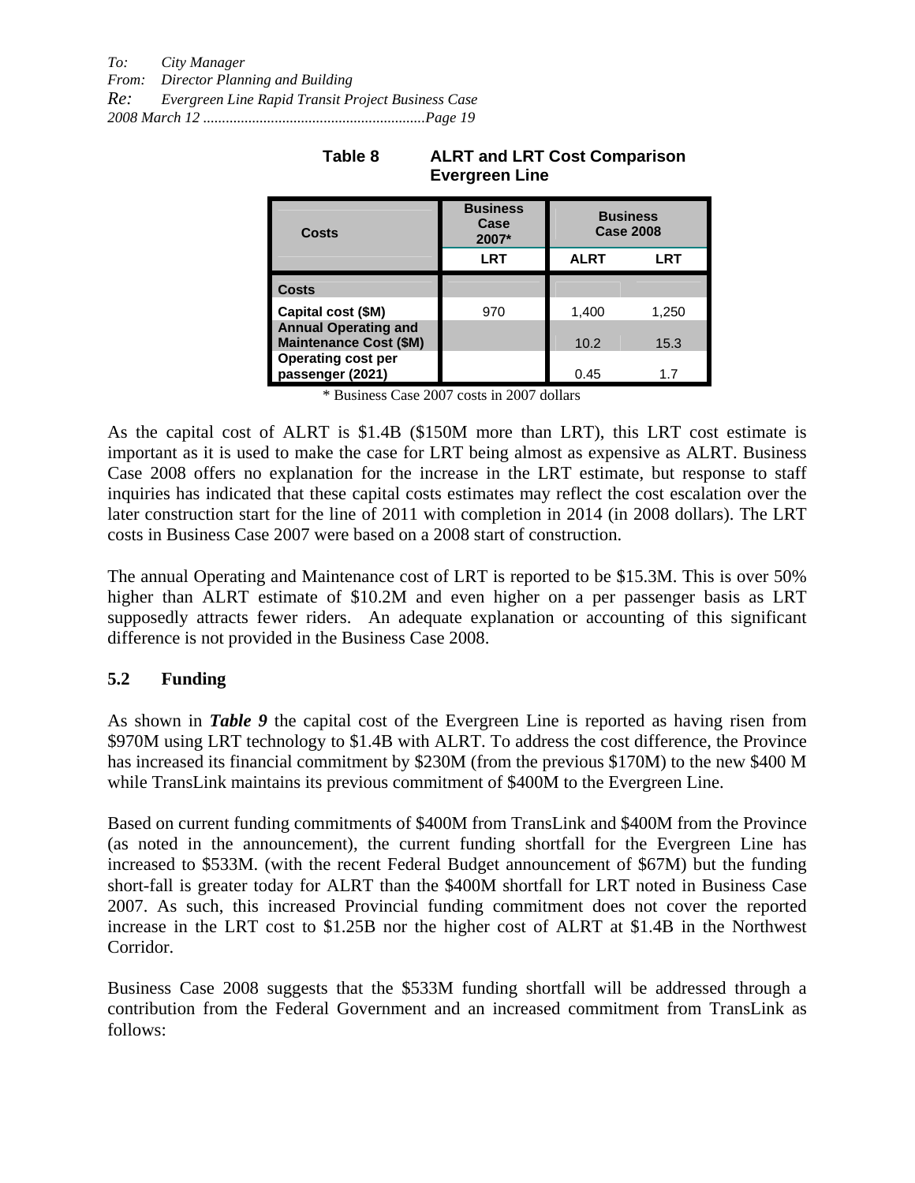**Table 8 ALRT and LRT Cost Comparison Evergreen Line**

| Costs | Business Case 2007* | Business Case 2008 | |
|---|---|---|---|
| | LRT | ALRT | LRT |
| **Costs** | | | |
| **Capital cost ($M)** | 970 | 1,400 | 1,250 |
| **Annual Operating and Maintenance Cost ($M)** | | 10.2 | 15.3 |
| **Operating cost per passenger (2021)** | | 0.45 | 1.7 |

\* Business Case 2007 costs in 2007 dollars

As the capital cost of ALRT is $1.4B ($150M more than LRT), this LRT cost estimate is important as it is used to make the case for LRT being almost as expensive as ALRT. Business Case 2008 offers no explanation for the increase in the LRT estimate, but response to staff inquiries has indicated that these capital costs estimates may reflect the cost escalation over the later construction start for the line of 2011 with completion in 2014 (in 2008 dollars). The LRT costs in Business Case 2007 were based on a 2008 start of construction.

The annual Operating and Maintenance cost of LRT is reported to be $15.3M. This is over 50% higher than ALRT estimate of $10.2M and even higher on a per passenger basis as LRT supposedly attracts fewer riders. An adequate explanation or accounting of this significant difference is not provided in the Business Case 2008.

## 5.2 Funding

As shown in ***Table 9*** the capital cost of the Evergreen Line is reported as having risen from $970M using LRT technology to $1.4B with ALRT. To address the cost difference, the Province has increased its financial commitment by $230M (from the previous $170M) to the new $400 M while TransLink maintains its previous commitment of $400M to the Evergreen Line.

Based on current funding commitments of $400M from TransLink and $400M from the Province (as noted in the announcement), the current funding shortfall for the Evergreen Line has increased to $533M. (with the recent Federal Budget announcement of $67M) but the funding short-fall is greater today for ALRT than the $400M shortfall for LRT noted in Business Case 2007. As such, this increased Provincial funding commitment does not cover the reported increase in the LRT cost to $1.25B nor the higher cost of ALRT at $1.4B in the Northwest Corridor.

Business Case 2008 suggests that the $533M funding shortfall will be addressed through a contribution from the Federal Government and an increased commitment from TransLink as follows: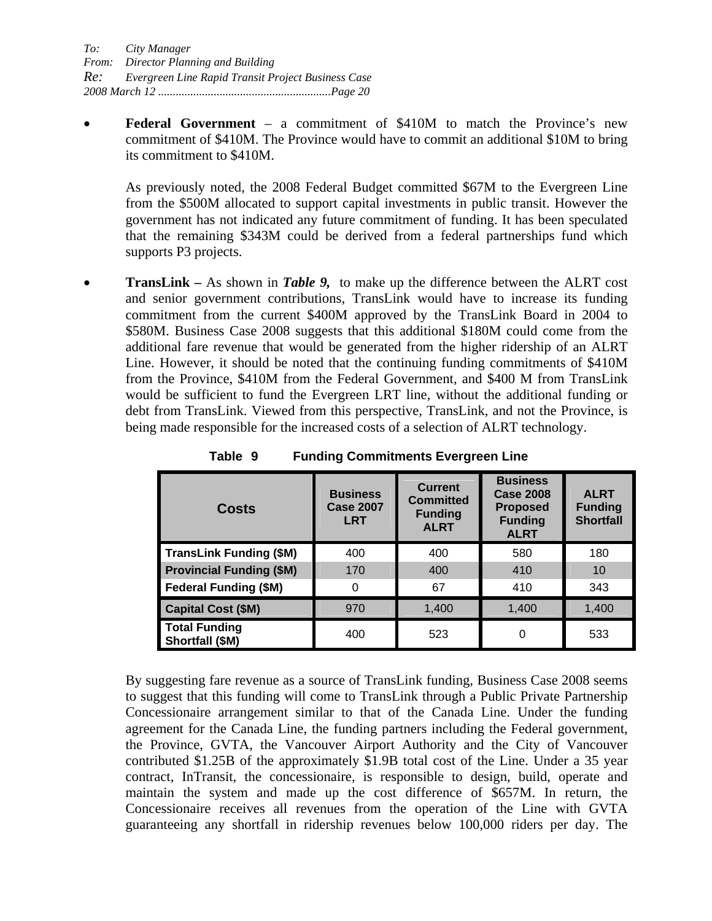- **Federal Government** – a commitment of \$410M to match the Province's new commitment of \$410M. The Province would have to commit an additional \$10M to bring its commitment to \$410M.

  As previously noted, the 2008 Federal Budget committed \$67M to the Evergreen Line from the \$500M allocated to support capital investments in public transit. However the government has not indicated any future commitment of funding. It has been speculated that the remaining \$343M could be derived from a federal partnerships fund which supports P3 projects.

- **TransLink –** As shown in ***Table 9,*** to make up the difference between the ALRT cost and senior government contributions, TransLink would have to increase its funding commitment from the current \$400M approved by the TransLink Board in 2004 to \$580M. Business Case 2008 suggests that this additional \$180M could come from the additional fare revenue that would be generated from the higher ridership of an ALRT Line. However, it should be noted that the continuing funding commitments of \$410M from the Province, \$410M from the Federal Government, and \$400 M from TransLink would be sufficient to fund the Evergreen LRT line, without the additional funding or debt from TransLink. Viewed from this perspective, TransLink, and not the Province, is being made responsible for the increased costs of a selection of ALRT technology.

**Table 9 Funding Commitments Evergreen Line**

| Costs | Business Case 2007 LRT | Current Committed Funding ALRT | Business Case 2008 Proposed Funding ALRT | ALRT Funding Shortfall |
|---|---|---|---|---|
| TransLink Funding (\$M) | 400 | 400 | 580 | 180 |
| Provincial Funding (\$M) | 170 | 400 | 410 | 10 |
| Federal Funding (\$M) | 0 | 67 | 410 | 343 |
| Capital Cost (\$M) | 970 | 1,400 | 1,400 | 1,400 |
| Total Funding Shortfall (\$M) | 400 | 523 | 0 | 533 |

By suggesting fare revenue as a source of TransLink funding, Business Case 2008 seems to suggest that this funding will come to TransLink through a Public Private Partnership Concessionaire arrangement similar to that of the Canada Line. Under the funding agreement for the Canada Line, the funding partners including the Federal government, the Province, GVTA, the Vancouver Airport Authority and the City of Vancouver contributed \$1.25B of the approximately \$1.9B total cost of the Line. Under a 35 year contract, InTransit, the concessionaire, is responsible to design, build, operate and maintain the system and made up the cost difference of \$657M. In return, the Concessionaire receives all revenues from the operation of the Line with GVTA guaranteeing any shortfall in ridership revenues below 100,000 riders per day. The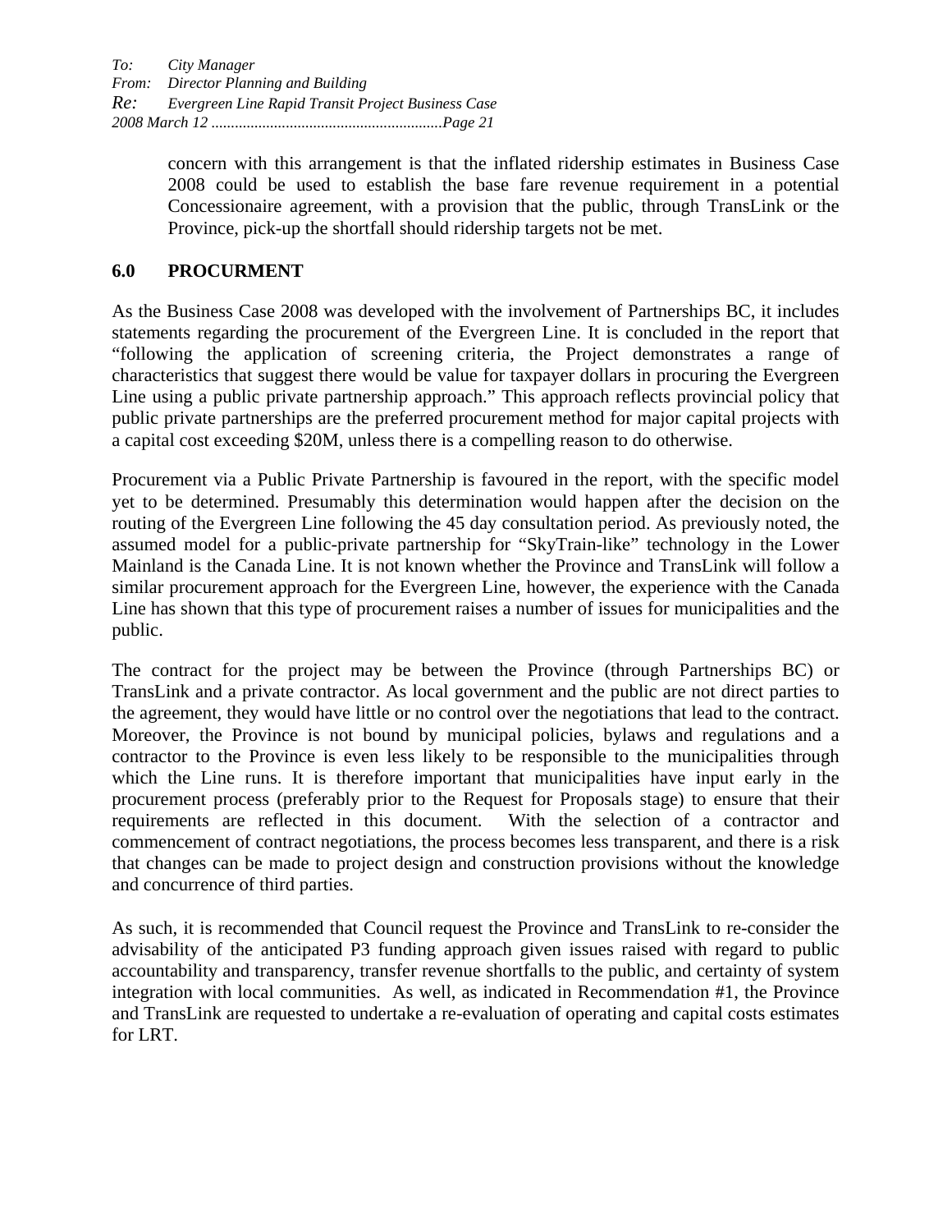concern with this arrangement is that the inflated ridership estimates in Business Case 2008 could be used to establish the base fare revenue requirement in a potential Concessionaire agreement, with a provision that the public, through TransLink or the Province, pick-up the shortfall should ridership targets not be met.

## 6.0 PROCURMENT

As the Business Case 2008 was developed with the involvement of Partnerships BC, it includes statements regarding the procurement of the Evergreen Line. It is concluded in the report that "following the application of screening criteria, the Project demonstrates a range of characteristics that suggest there would be value for taxpayer dollars in procuring the Evergreen Line using a public private partnership approach." This approach reflects provincial policy that public private partnerships are the preferred procurement method for major capital projects with a capital cost exceeding $20M, unless there is a compelling reason to do otherwise.

Procurement via a Public Private Partnership is favoured in the report, with the specific model yet to be determined. Presumably this determination would happen after the decision on the routing of the Evergreen Line following the 45 day consultation period. As previously noted, the assumed model for a public-private partnership for "SkyTrain-like" technology in the Lower Mainland is the Canada Line. It is not known whether the Province and TransLink will follow a similar procurement approach for the Evergreen Line, however, the experience with the Canada Line has shown that this type of procurement raises a number of issues for municipalities and the public.

The contract for the project may be between the Province (through Partnerships BC) or TransLink and a private contractor. As local government and the public are not direct parties to the agreement, they would have little or no control over the negotiations that lead to the contract. Moreover, the Province is not bound by municipal policies, bylaws and regulations and a contractor to the Province is even less likely to be responsible to the municipalities through which the Line runs. It is therefore important that municipalities have input early in the procurement process (preferably prior to the Request for Proposals stage) to ensure that their requirements are reflected in this document. With the selection of a contractor and commencement of contract negotiations, the process becomes less transparent, and there is a risk that changes can be made to project design and construction provisions without the knowledge and concurrence of third parties.

As such, it is recommended that Council request the Province and TransLink to re-consider the advisability of the anticipated P3 funding approach given issues raised with regard to public accountability and transparency, transfer revenue shortfalls to the public, and certainty of system integration with local communities. As well, as indicated in Recommendation #1, the Province and TransLink are requested to undertake a re-evaluation of operating and capital costs estimates for LRT.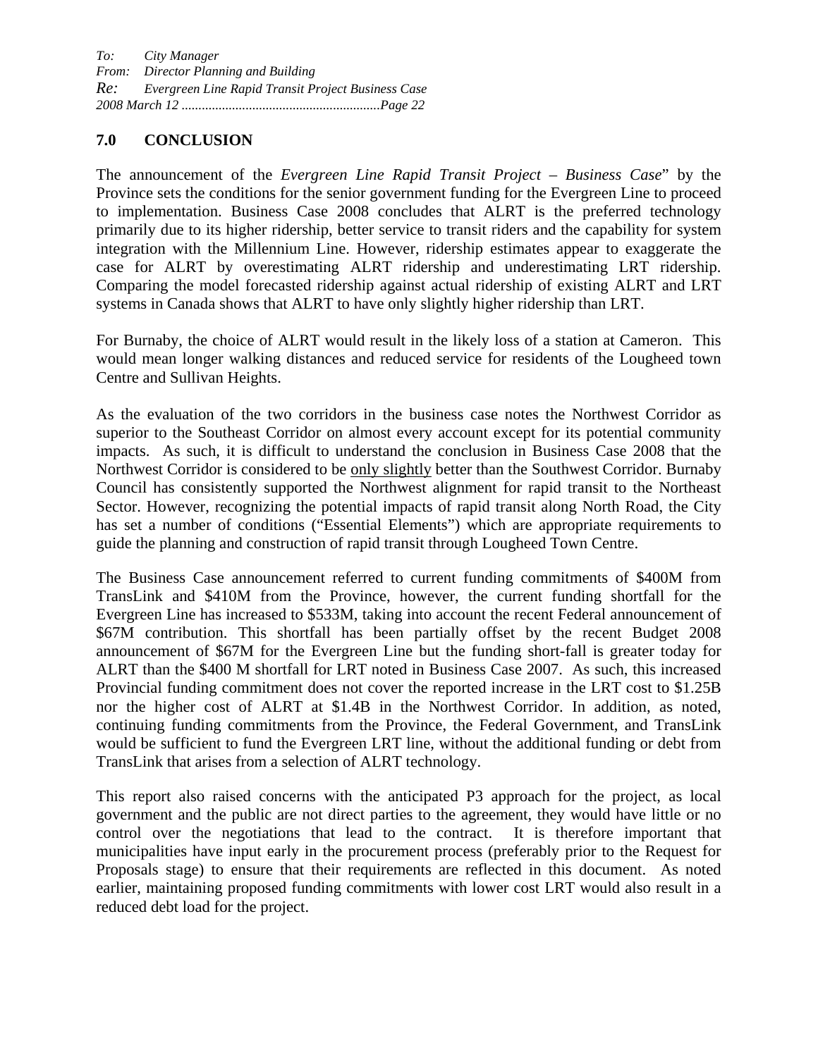## 7.0 CONCLUSION

The announcement of the *Evergreen Line Rapid Transit Project – Business Case*" by the Province sets the conditions for the senior government funding for the Evergreen Line to proceed to implementation. Business Case 2008 concludes that ALRT is the preferred technology primarily due to its higher ridership, better service to transit riders and the capability for system integration with the Millennium Line. However, ridership estimates appear to exaggerate the case for ALRT by overestimating ALRT ridership and underestimating LRT ridership. Comparing the model forecasted ridership against actual ridership of existing ALRT and LRT systems in Canada shows that ALRT to have only slightly higher ridership than LRT.

For Burnaby, the choice of ALRT would result in the likely loss of a station at Cameron. This would mean longer walking distances and reduced service for residents of the Lougheed town Centre and Sullivan Heights.

As the evaluation of the two corridors in the business case notes the Northwest Corridor as superior to the Southeast Corridor on almost every account except for its potential community impacts. As such, it is difficult to understand the conclusion in Business Case 2008 that the Northwest Corridor is considered to be <u>only slightly</u> better than the Southwest Corridor. Burnaby Council has consistently supported the Northwest alignment for rapid transit to the Northeast Sector. However, recognizing the potential impacts of rapid transit along North Road, the City has set a number of conditions ("Essential Elements") which are appropriate requirements to guide the planning and construction of rapid transit through Lougheed Town Centre.

The Business Case announcement referred to current funding commitments of $400M from TransLink and $410M from the Province, however, the current funding shortfall for the Evergreen Line has increased to $533M, taking into account the recent Federal announcement of $67M contribution. This shortfall has been partially offset by the recent Budget 2008 announcement of $67M for the Evergreen Line but the funding short-fall is greater today for ALRT than the $400 M shortfall for LRT noted in Business Case 2007. As such, this increased Provincial funding commitment does not cover the reported increase in the LRT cost to $1.25B nor the higher cost of ALRT at $1.4B in the Northwest Corridor. In addition, as noted, continuing funding commitments from the Province, the Federal Government, and TransLink would be sufficient to fund the Evergreen LRT line, without the additional funding or debt from TransLink that arises from a selection of ALRT technology.

This report also raised concerns with the anticipated P3 approach for the project, as local government and the public are not direct parties to the agreement, they would have little or no control over the negotiations that lead to the contract. It is therefore important that municipalities have input early in the procurement process (preferably prior to the Request for Proposals stage) to ensure that their requirements are reflected in this document. As noted earlier, maintaining proposed funding commitments with lower cost LRT would also result in a reduced debt load for the project.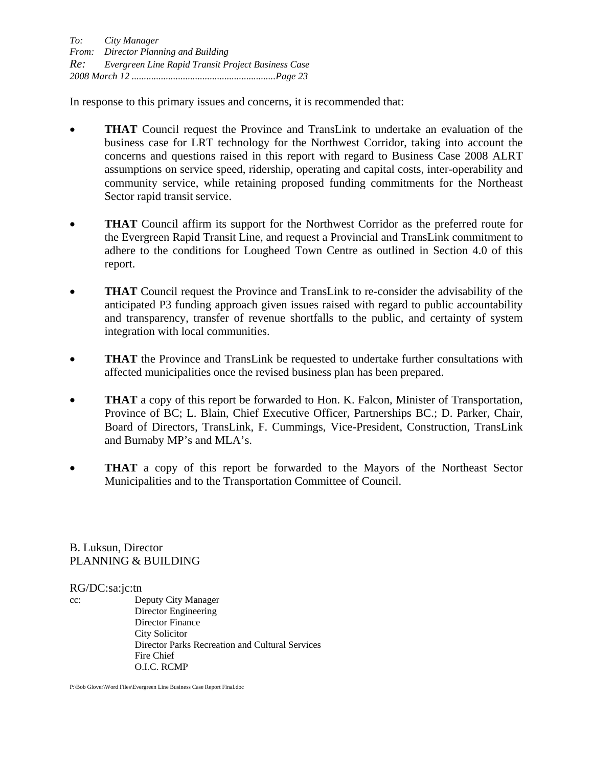In response to this primary issues and concerns, it is recommended that:

- **THAT** Council request the Province and TransLink to undertake an evaluation of the business case for LRT technology for the Northwest Corridor, taking into account the concerns and questions raised in this report with regard to Business Case 2008 ALRT assumptions on service speed, ridership, operating and capital costs, inter-operability and community service, while retaining proposed funding commitments for the Northeast Sector rapid transit service.

- **THAT** Council affirm its support for the Northwest Corridor as the preferred route for the Evergreen Rapid Transit Line, and request a Provincial and TransLink commitment to adhere to the conditions for Lougheed Town Centre as outlined in Section 4.0 of this report.

- **THAT** Council request the Province and TransLink to re-consider the advisability of the anticipated P3 funding approach given issues raised with regard to public accountability and transparency, transfer of revenue shortfalls to the public, and certainty of system integration with local communities.

- **THAT** the Province and TransLink be requested to undertake further consultations with affected municipalities once the revised business plan has been prepared.

- **THAT** a copy of this report be forwarded to Hon. K. Falcon, Minister of Transportation, Province of BC; L. Blain, Chief Executive Officer, Partnerships BC.; D. Parker, Chair, Board of Directors, TransLink, F. Cummings, Vice-President, Construction, TransLink and Burnaby MP's and MLA's.

- **THAT** a copy of this report be forwarded to the Mayors of the Northeast Sector Municipalities and to the Transportation Committee of Council.

B. Luksun, Director
PLANNING & BUILDING

RG/DC:sa:jc:tn

cc: Deputy City Manager
Director Engineering
Director Finance
City Solicitor
Director Parks Recreation and Cultural Services
Fire Chief
O.I.C. RCMP

P:\Bob Glover\Word Files\Evergreen Line Business Case Report Final.doc